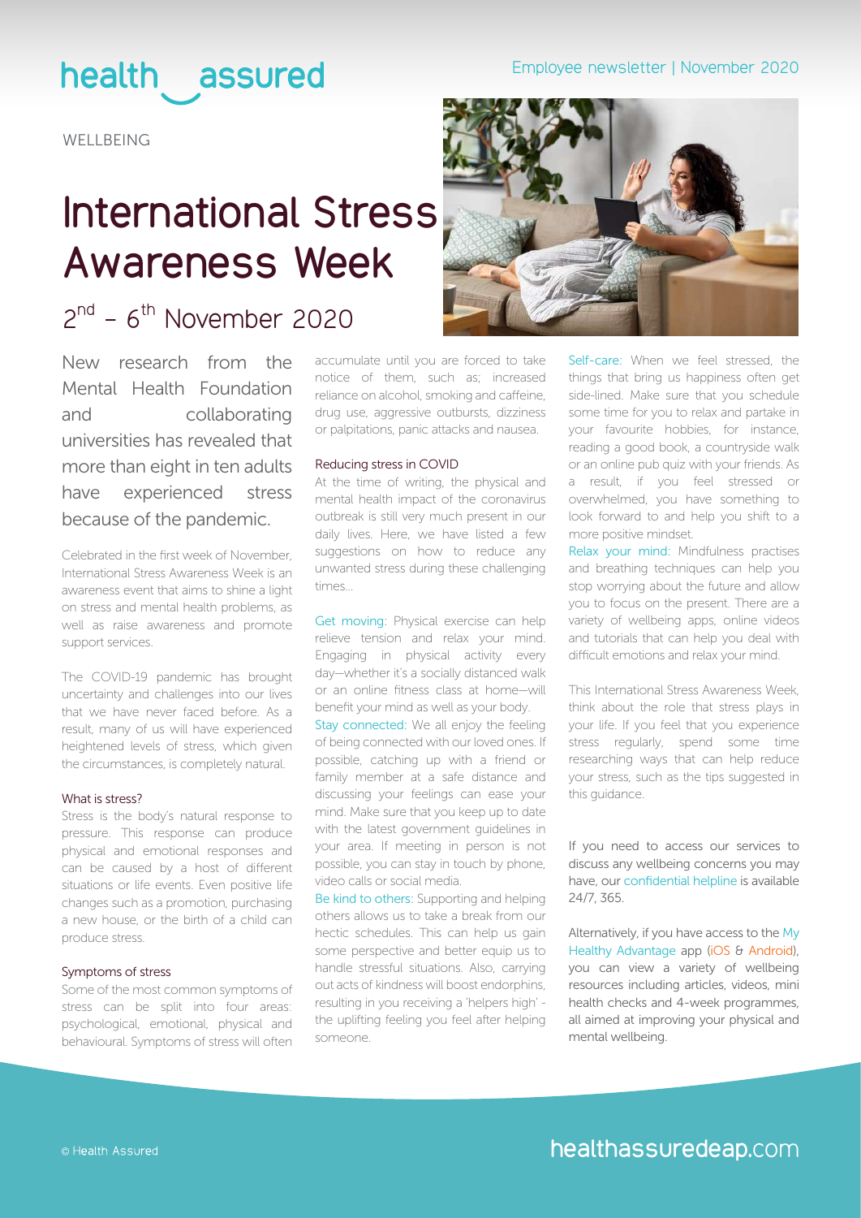health assured

Employee newsletter | November 2020

WELLBEING

# International Stress Awareness Week

## 2nd – 6th November 2020

New research from the Mental Health Foundation and collaborating universities has revealed that more than eight in ten adults have experienced stress because of the pandemic.

Celebrated in the first week of November, International Stress Awareness Week is an awareness event that aims to shine a light on stress and mental health problems, as well as raise awareness and promote support services.

The COVID-19 pandemic has brought uncertainty and challenges into our lives that we have never faced before. As a result, many of us will have experienced heightened levels of stress, which given the circumstances, is completely natural.

### What is stress?

Stress is the body's natural response to pressure. This response can produce physical and emotional responses and can be caused by a host of different situations or life events. Even positive life changes such as a promotion, purchasing a new house, or the birth of a child can produce stress.

### Symptoms of stress

Some of the most common symptoms of stress can be split into four areas: psychological, emotional, physical and behavioural. Symptoms of stress will often accumulate until you are forced to take notice of them, such as; increased reliance on alcohol, smoking and caffeine, drug use, aggressive outbursts, dizziness or palpitations, panic attacks and nausea.

### Reducing stress in COVID

At the time of writing, the physical and mental health impact of the coronavirus outbreak is still very much present in our daily lives. Here, we have listed a few suggestions on how to reduce any unwanted stress during these challenging times...

Get moving: Physical exercise can help relieve tension and relax your mind. Engaging in physical activity every day—whether it's a socially distanced walk or an online fitness class at home—will benefit your mind as well as your body.

Stay connected: We all enjoy the feeling of being connected with our loved ones. If possible, catching up with a friend or family member at a safe distance and discussing your feelings can ease your mind. Make sure that you keep up to date with the latest government guidelines in your area. If meeting in person is not possible, you can stay in touch by phone, video calls or social media.

Be kind to others: Supporting and helping others allows us to take a break from our hectic schedules. This can help us gain some perspective and better equip us to handle stressful situations. Also, carrying out acts of kindness will boost endorphins, resulting in you receiving a 'helpers high' - the uplifting feeling you feel after helping someone.

Self-care: When we feel stressed, the things that bring us happiness often get side-lined. Make sure that you schedule some time for you to relax and partake in your favourite hobbies, for instance, reading a good book, a countryside walk or an online pub quiz with your friends. As a result, if you feel stressed or overwhelmed, you have something to look forward to and help you shift to a more positive mindset.

Relax your mind: Mindfulness practises and breathing techniques can help you stop worrying about the future and allow you to focus on the present. There are a variety of wellbeing apps, online videos and tutorials that can help you deal with difficult emotions and relax your mind.

This International Stress Awareness Week, think about the role that stress plays in your life. If you feel that you experience stress regularly, spend some time researching ways that can help reduce your stress, such as the tips suggested in this guidance.

If you need to access our services to discuss any wellbeing concerns you may have, our confidential helpline is available 24/7, 365.

Alternatively, if you have access to the My Healthy Advantage app (iOS & Android), you can view a variety of wellbeing resources including articles, videos, mini health checks and 4-week programmes, all aimed at improving your physical and mental wellbeing.

© Health Assured

healthassuredeap.com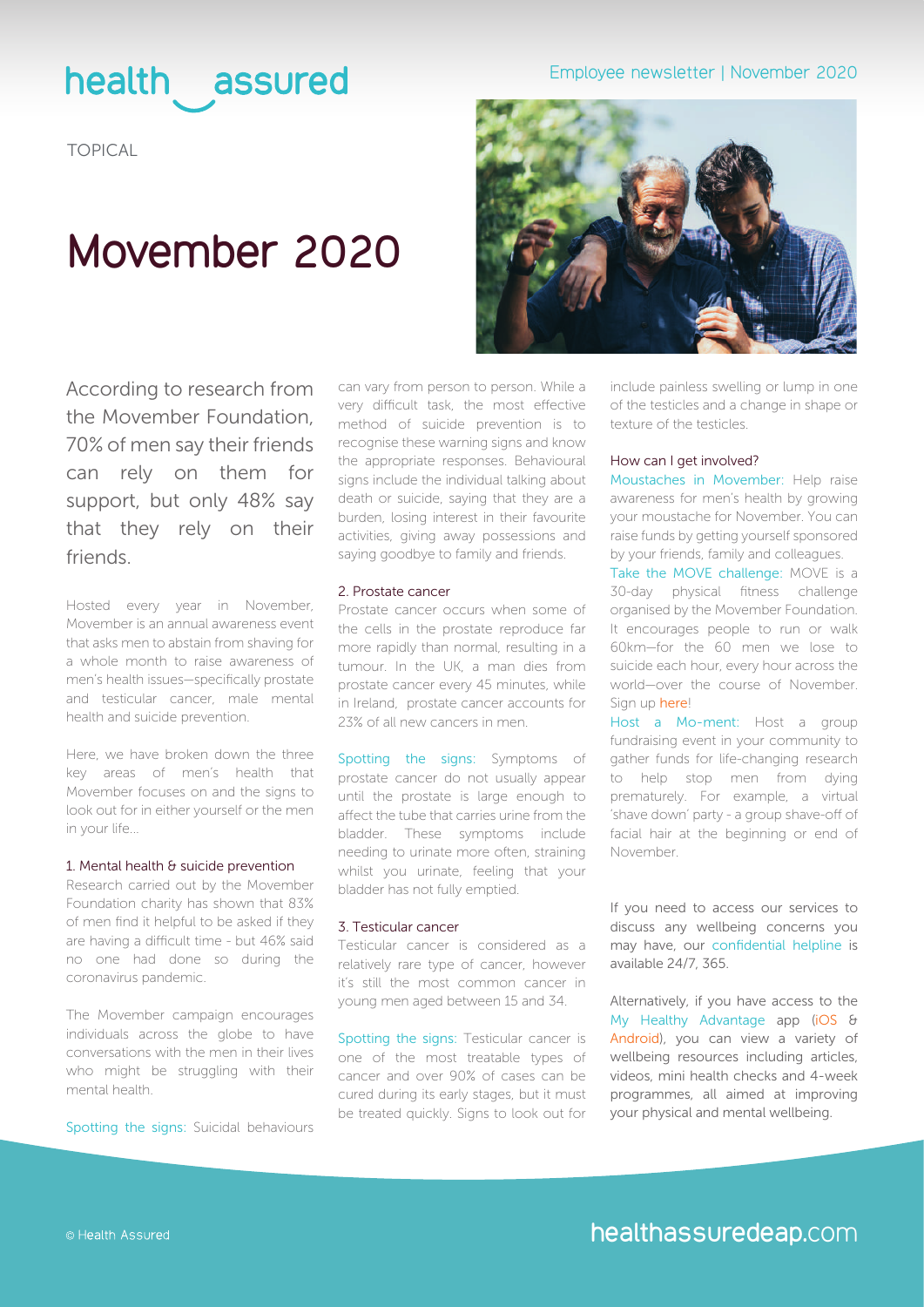TOPICAL

# Movember 2020

According to research from the Movember Foundation, 70% of men say their friends can rely on them for support, but only 48% say that they rely on their friends.

Hosted every year in November, Movember is an annual awareness event that asks men to abstain from shaving for a whole month to raise awareness of men's health issues—specifically prostate and testicular cancer, male mental health and suicide prevention.

Here, we have broken down the three key areas of men's health that Movember focuses on and the signs to look out for in either yourself or the men in your life...

### 1. Mental health & suicide prevention

Research carried out by the Movember Foundation charity has shown that 83% of men find it helpful to be asked if they are having a difficult time - but 46% said no one had done so during the coronavirus pandemic.

The Movember campaign encourages individuals across the globe to have conversations with the men in their lives who might be struggling with their mental health.

Spotting the signs: Suicidal behaviours can vary from person to person. While a very difficult task, the most effective method of suicide prevention is to recognise these warning signs and know the appropriate responses. Behavioural signs include the individual talking about death or suicide, saying that they are a burden, losing interest in their favourite activities, giving away possessions and saying goodbye to family and friends.

### 2. Prostate cancer

Prostate cancer occurs when some of the cells in the prostate reproduce far more rapidly than normal, resulting in a tumour. In the UK, a man dies from prostate cancer every 45 minutes, while in Ireland, prostate cancer accounts for 23% of all new cancers in men.

Spotting the signs: Symptoms of prostate cancer do not usually appear until the prostate is large enough to affect the tube that carries urine from the bladder. These symptoms include needing to urinate more often, straining whilst you urinate, feeling that your bladder has not fully emptied.

### 3. Testicular cancer

Testicular cancer is considered as a relatively rare type of cancer, however it's still the most common cancer in young men aged between 15 and 34.

Spotting the signs: Testicular cancer is one of the most treatable types of cancer and over 90% of cases can be cured during its early stages, but it must be treated quickly. Signs to look out for include painless swelling or lump in one of the testicles and a change in shape or texture of the testicles.

### How can I get involved?

Moustaches in Movember: Help raise awareness for men's health by growing your moustache for November. You can raise funds by getting yourself sponsored by your friends, family and colleagues.

Take the MOVE challenge: MOVE is a 30-day physical fitness challenge organised by the Movember Foundation. It encourages people to run or walk 60km—for the 60 men we lose to suicide each hour, every hour across the world—over the course of November. Sign up here!

Host a Mo-ment: Host a group fundraising event in your community to gather funds for life-changing research to help stop men from dying prematurely. For example, a virtual 'shave down' party - a group shave-off of facial hair at the beginning or end of November.

If you need to access our services to discuss any wellbeing concerns you may have, our confidential helpline is available 24/7, 365.

Alternatively, if you have access to the My Healthy Advantage app (iOS & Android), you can view a variety of wellbeing resources including articles, videos, mini health checks and 4-week programmes, all aimed at improving your physical and mental wellbeing.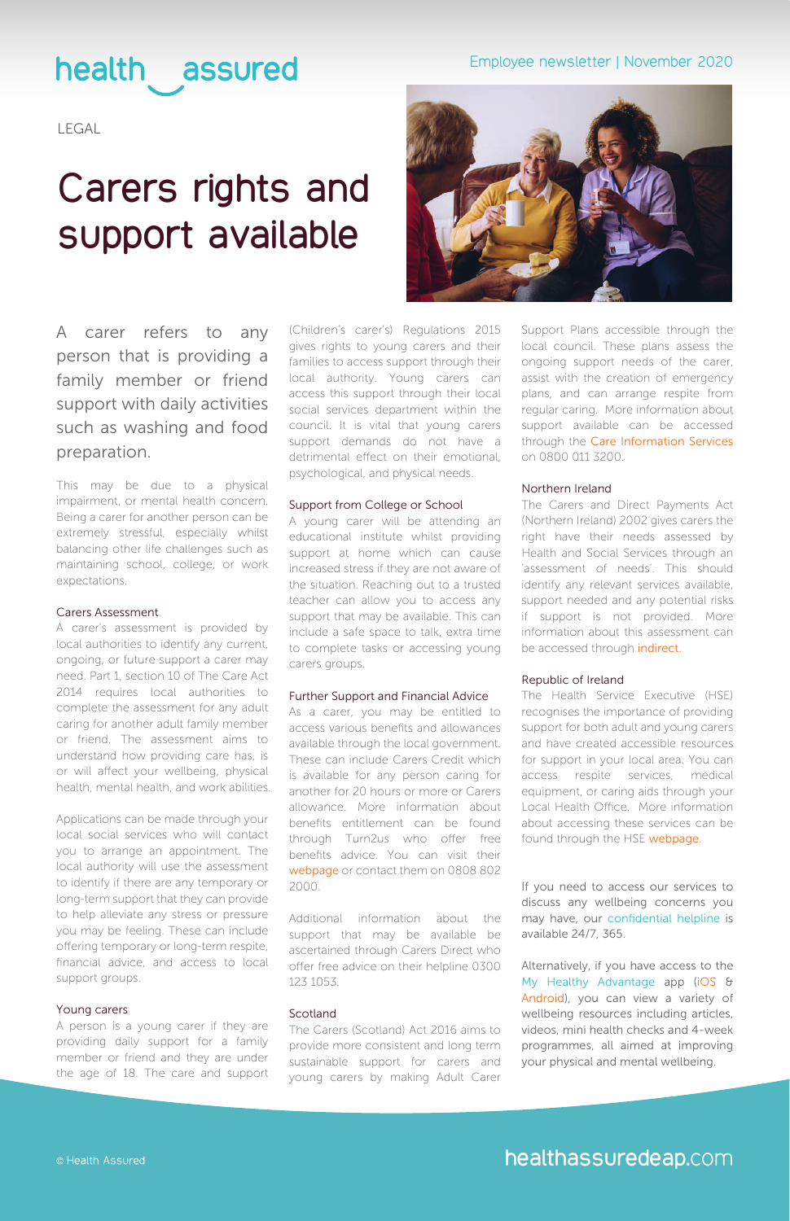health assured

Employee newsletter | November 2020

LEGAL

# Carers rights and support available

A carer refers to any person that is providing a family member or friend support with daily activities such as washing and food preparation.

This may be due to a physical impairment, or mental health concern. Being a carer for another person can be extremely stressful, especially whilst balancing other life challenges such as maintaining school, college, or work expectations.

### Carers Assessment

A carer's assessment is provided by local authorities to identify any current, ongoing, or future support a carer may need. Part 1, section 10 of The Care Act 2014 requires local authorities to complete the assessment for any adult caring for another adult family member or friend. The assessment aims to understand how providing care has, is or will affect your wellbeing, physical health, mental health, and work abilities.

Applications can be made through your local social services who will contact you to arrange an appointment. The local authority will use the assessment to identify if there are any temporary or long-term support that they can provide to help alleviate any stress or pressure you may be feeling. These can include offering temporary or long-term respite, financial advice, and access to local support groups.

### Young carers

A person is a young carer if they are providing daily support for a family member or friend and they are under the age of 18. The care and support (Children's carer's) Regulations 2015 gives rights to young carers and their families to access support through their local authority. Young carers can access this support through their local social services department within the council. It is vital that young carers support demands do not have a detrimental effect on their emotional, psychological, and physical needs.

### Support from College or School

A young carer will be attending an educational institute whilst providing support at home which can cause increased stress if they are not aware of the situation. Reaching out to a trusted teacher can allow you to access any support that may be available. This can include a safe space to talk, extra time to complete tasks or accessing young carers groups.

### Further Support and Financial Advice

As a carer, you may be entitled to access various benefits and allowances available through the local government. These can include Carers Credit which is available for any person caring for another for 20 hours or more or Carers allowance. More information about benefits entitlement can be found through Turn2us who offer free benefits advice. You can visit their webpage or contact them on 0808 802 2000.

Additional information about the support that may be available be ascertained through Carers Direct who offer free advice on their helpline 0300 123 1053.

### Scotland

The Carers (Scotland) Act 2016 aims to provide more consistent and long term sustainable support for carers and young carers by making Adult Carer Support Plans accessible through the local council. These plans assess the ongoing support needs of the carer, assist with the creation of emergency plans, and can arrange respite from regular caring. More information about support available can be accessed through the Care Information Services on 0800 011 3200.

### Northern Ireland

The Carers and Direct Payments Act (Northern Ireland) 2002 gives carers the right have their needs assessed by Health and Social Services through an 'assessment of needs'. This should identify any relevant services available, support needed and any potential risks if support is not provided. More information about this assessment can be accessed through indirect.

### Republic of Ireland

The Health Service Executive (HSE) recognises the importance of providing support for both adult and young carers and have created accessible resources for support in your local area. You can access respite services, medical equipment, or caring aids through your Local Health Office. More information about accessing these services can be found through the HSE webpage.

If you need to access our services to discuss any wellbeing concerns you may have, our confidential helpline is available 24/7, 365.

Alternatively, if you have access to the My Healthy Advantage app (iOS & Android), you can view a variety of wellbeing resources including articles, videos, mini health checks and 4-week programmes, all aimed at improving your physical and mental wellbeing.

© Health Assured

healthassuredeap.com